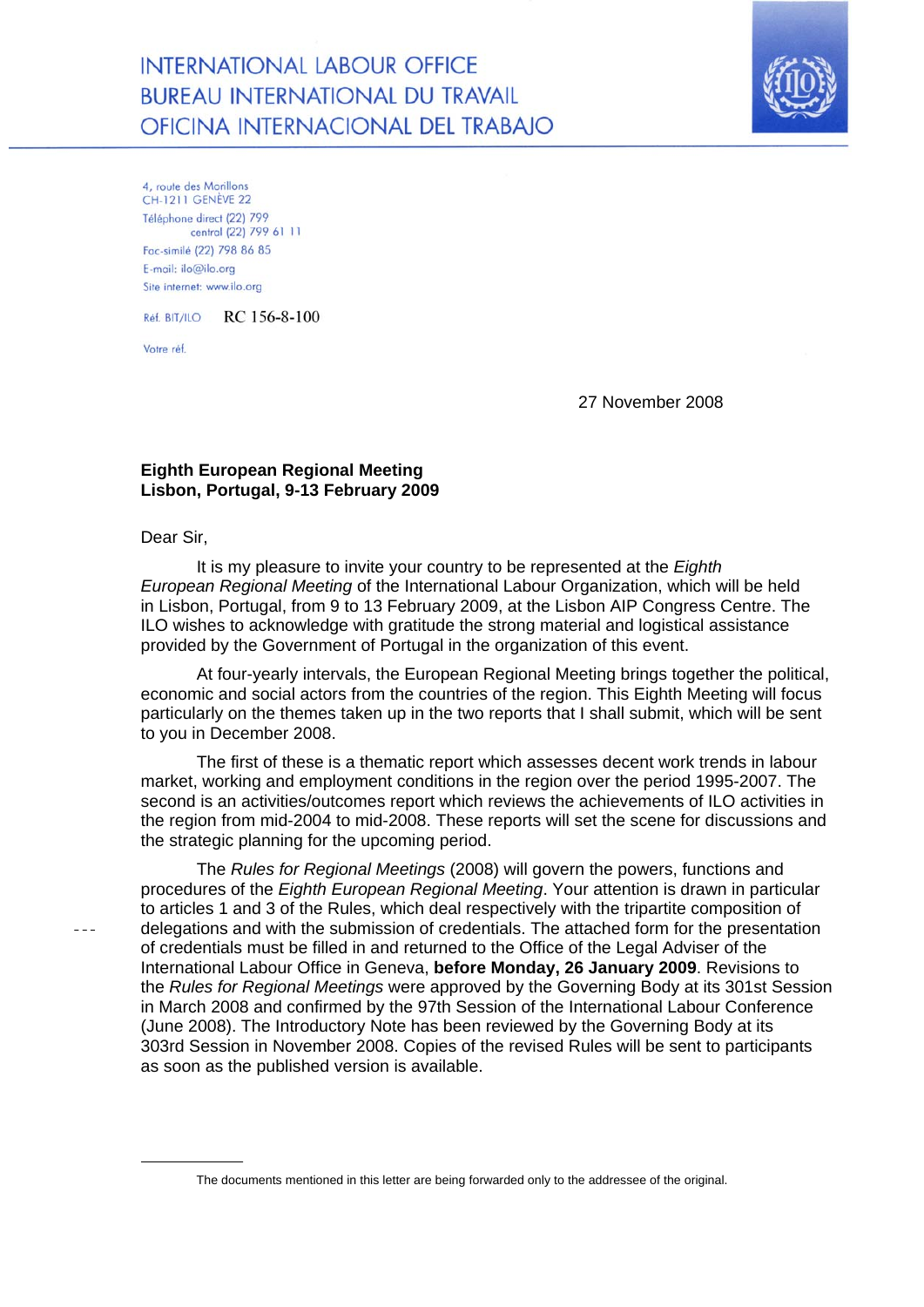INTERNATIONAL LABOUR OFFICE
BUREAU INTERNATIONAL DU TRAVAIL
OFICINA INTERNACIONAL DEL TRABAJO

4, route des Morillons
CH-1211 GENÈVE 22
Téléphone direct (22) 799
central (22) 799 61 11
Fac-similé (22) 798 86 85
E-mail: ilo@ilo.org
Site internet: www.ilo.org

Réf. BIT/ILO RC 156-8-100

Votre réf.

27 November 2008

**Eighth European Regional Meeting**
**Lisbon, Portugal, 9-13 February 2009**

Dear Sir,

It is my pleasure to invite your country to be represented at the *Eighth European Regional Meeting* of the International Labour Organization, which will be held in Lisbon, Portugal, from 9 to 13 February 2009, at the Lisbon AIP Congress Centre. The ILO wishes to acknowledge with gratitude the strong material and logistical assistance provided by the Government of Portugal in the organization of this event.

At four-yearly intervals, the European Regional Meeting brings together the political, economic and social actors from the countries of the region. This Eighth Meeting will focus particularly on the themes taken up in the two reports that I shall submit, which will be sent to you in December 2008.

The first of these is a thematic report which assesses decent work trends in labour market, working and employment conditions in the region over the period 1995-2007. The second is an activities/outcomes report which reviews the achievements of ILO activities in the region from mid-2004 to mid-2008. These reports will set the scene for discussions and the strategic planning for the upcoming period.

The *Rules for Regional Meetings* (2008) will govern the powers, functions and procedures of the *Eighth European Regional Meeting*. Your attention is drawn in particular to articles 1 and 3 of the Rules, which deal respectively with the tripartite composition of delegations and with the submission of credentials. The attached form for the presentation of credentials must be filled in and returned to the Office of the Legal Adviser of the International Labour Office in Geneva, **before Monday, 26 January 2009**. Revisions to the *Rules for Regional Meetings* were approved by the Governing Body at its 301st Session in March 2008 and confirmed by the 97th Session of the International Labour Conference (June 2008). The Introductory Note has been reviewed by the Governing Body at its 303rd Session in November 2008. Copies of the revised Rules will be sent to participants as soon as the published version is available.

---

The documents mentioned in this letter are being forwarded only to the addressee of the original.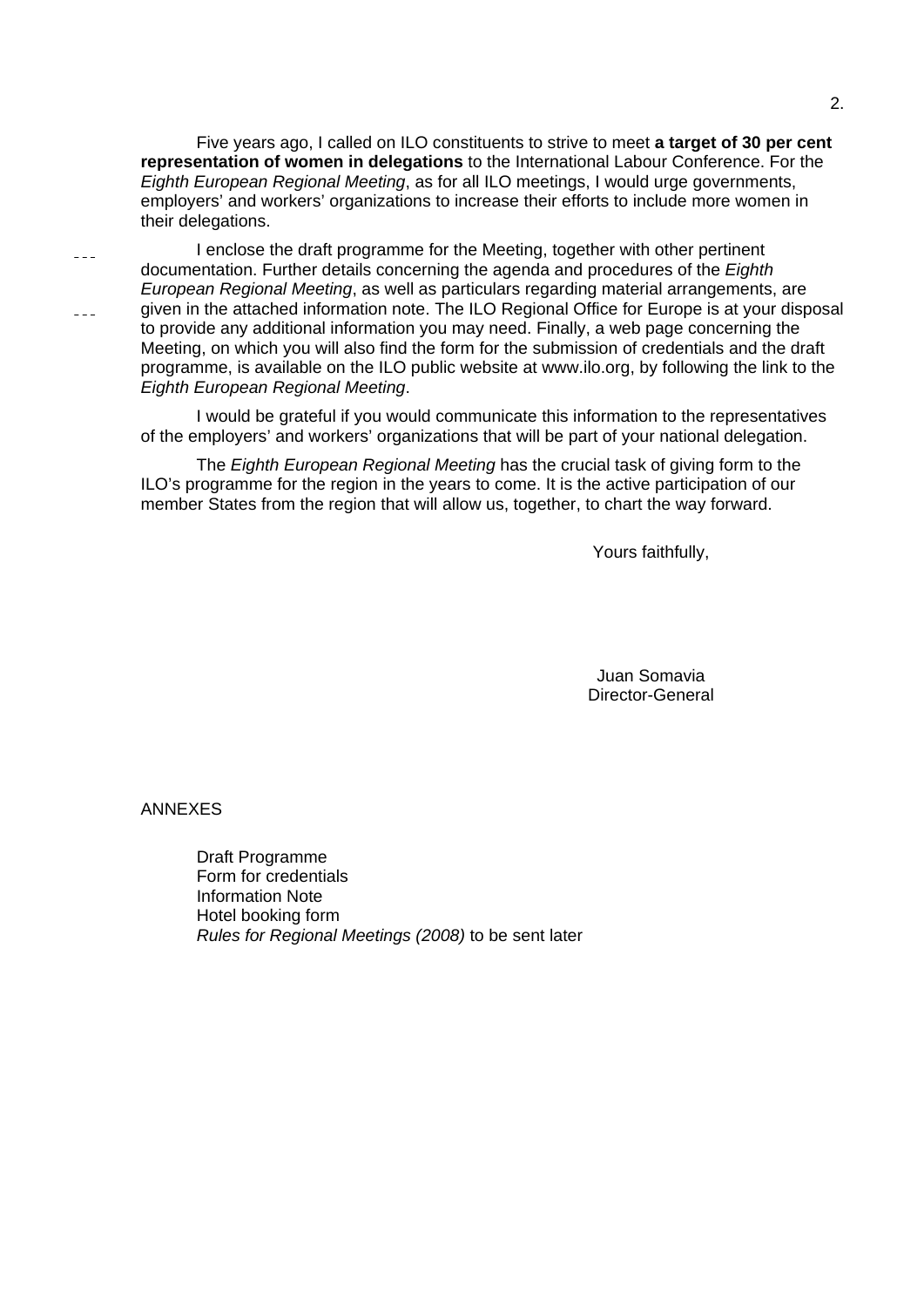Five years ago, I called on ILO constituents to strive to meet **a target of 30 per cent representation of women in delegations** to the International Labour Conference. For the *Eighth European Regional Meeting*, as for all ILO meetings, I would urge governments, employers' and workers' organizations to increase their efforts to include more women in their delegations.

I enclose the draft programme for the Meeting, together with other pertinent documentation. Further details concerning the agenda and procedures of the *Eighth European Regional Meeting*, as well as particulars regarding material arrangements, are given in the attached information note. The ILO Regional Office for Europe is at your disposal to provide any additional information you may need. Finally, a web page concerning the Meeting, on which you will also find the form for the submission of credentials and the draft programme, is available on the ILO public website at www.ilo.org, by following the link to the *Eighth European Regional Meeting*.

I would be grateful if you would communicate this information to the representatives of the employers' and workers' organizations that will be part of your national delegation.

The *Eighth European Regional Meeting* has the crucial task of giving form to the ILO's programme for the region in the years to come. It is the active participation of our member States from the region that will allow us, together, to chart the way forward.

Yours faithfully,

Juan Somavia
Director-General

ANNEXES

Draft Programme
Form for credentials
Information Note
Hotel booking form
*Rules for Regional Meetings (2008)* to be sent later